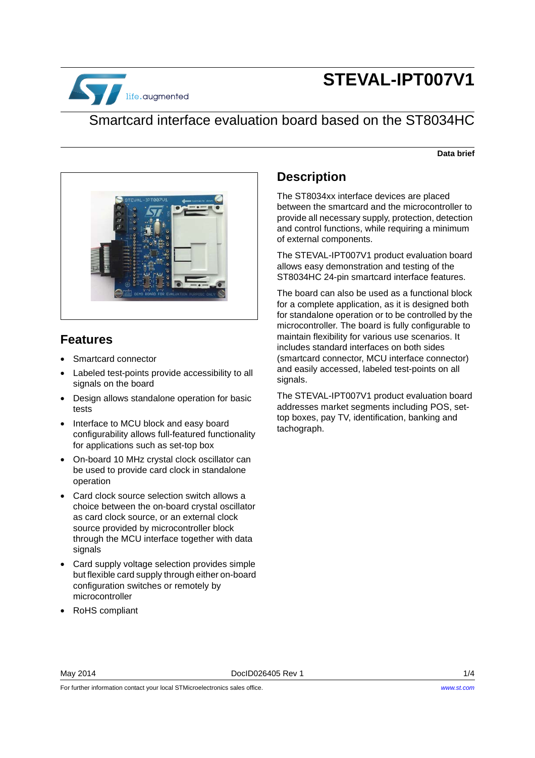# STEVAL-IPT007V1

## Smartcard interface evaluation board based on the ST8034HC

**Data brief**

## Features

- Smartcard connector
- Labeled test-points provide accessibility to all signals on the board
- Design allows standalone operation for basic tests
- Interface to MCU block and easy board configurability allows full-featured functionality for applications such as set-top box
- On-board 10 MHz crystal clock oscillator can be used to provide card clock in standalone operation
- Card clock source selection switch allows a choice between the on-board crystal oscillator as card clock source, or an external clock source provided by microcontroller block through the MCU interface together with data signals
- Card supply voltage selection provides simple but flexible card supply through either on-board configuration switches or remotely by microcontroller
- RoHS compliant

## Description

The ST8034xx interface devices are placed between the smartcard and the microcontroller to provide all necessary supply, protection, detection and control functions, while requiring a minimum of external components.

The STEVAL-IPT007V1 product evaluation board allows easy demonstration and testing of the ST8034HC 24-pin smartcard interface features.

The board can also be used as a functional block for a complete application, as it is designed both for standalone operation or to be controlled by the microcontroller. The board is fully configurable to maintain flexibility for various use scenarios. It includes standard interfaces on both sides (smartcard connector, MCU interface connector) and easily accessed, labeled test-points on all signals.

The STEVAL-IPT007V1 product evaluation board addresses market segments including POS, set-top boxes, pay TV, identification, banking and tachograph.

May 2014 DocID026405 Rev 1

For further information contact your local STMicroelectronics sales office. www.st.com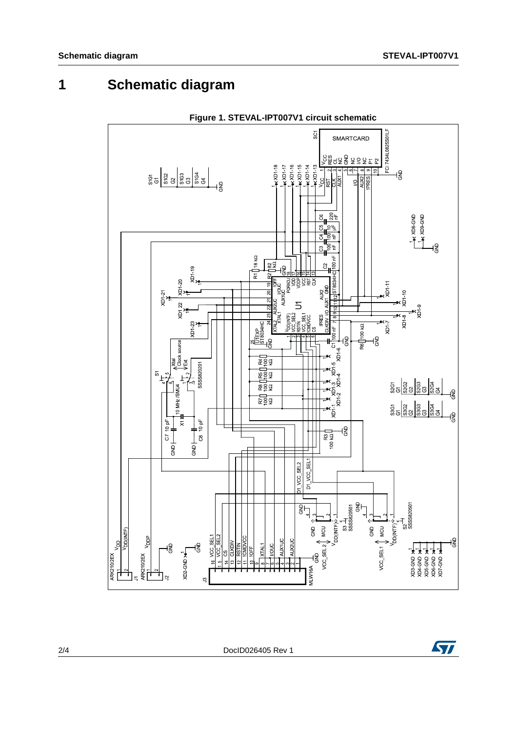# 1 Schematic diagram

**Figure 1. STEVAL-IPT007V1 circuit schematic**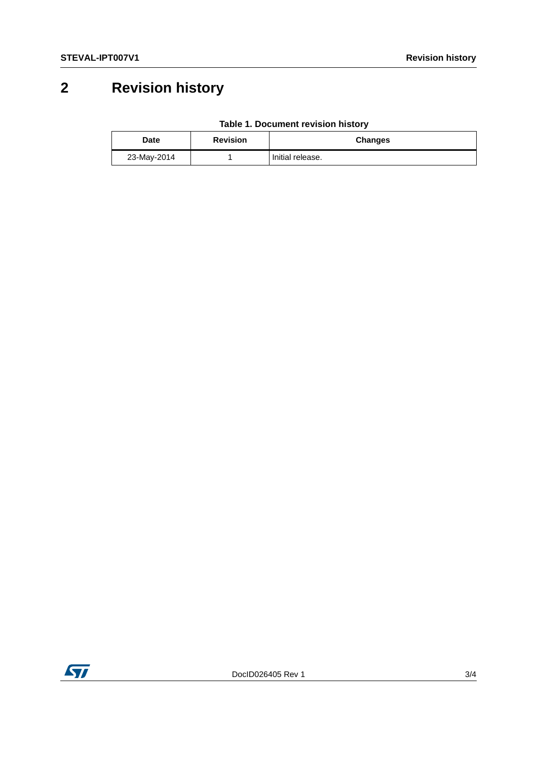# 2 Revision history

**Table 1. Document revision history**

| Date | Revision | Changes |
|---|---|---|
| 23-May-2014 | 1 | Initial release. |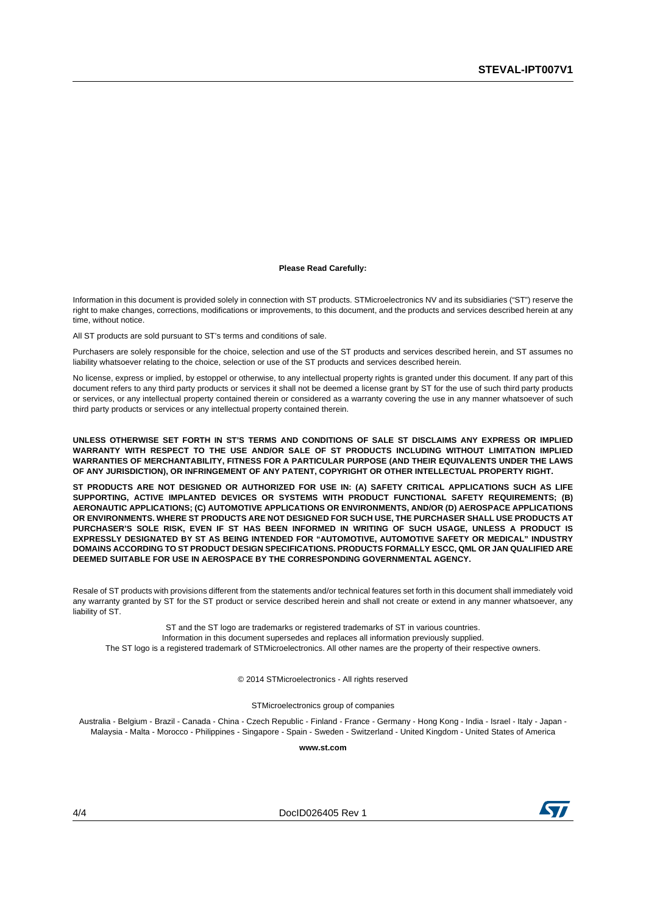**Please Read Carefully:**

Information in this document is provided solely in connection with ST products. STMicroelectronics NV and its subsidiaries ("ST") reserve the right to make changes, corrections, modifications or improvements, to this document, and the products and services described herein at any time, without notice.

All ST products are sold pursuant to ST's terms and conditions of sale.

Purchasers are solely responsible for the choice, selection and use of the ST products and services described herein, and ST assumes no liability whatsoever relating to the choice, selection or use of the ST products and services described herein.

No license, express or implied, by estoppel or otherwise, to any intellectual property rights is granted under this document. If any part of this document refers to any third party products or services it shall not be deemed a license grant by ST for the use of such third party products or services, or any intellectual property contained therein or considered as a warranty covering the use in any manner whatsoever of such third party products or services or any intellectual property contained therein.

**UNLESS OTHERWISE SET FORTH IN ST'S TERMS AND CONDITIONS OF SALE ST DISCLAIMS ANY EXPRESS OR IMPLIED WARRANTY WITH RESPECT TO THE USE AND/OR SALE OF ST PRODUCTS INCLUDING WITHOUT LIMITATION IMPLIED WARRANTIES OF MERCHANTABILITY, FITNESS FOR A PARTICULAR PURPOSE (AND THEIR EQUIVALENTS UNDER THE LAWS OF ANY JURISDICTION), OR INFRINGEMENT OF ANY PATENT, COPYRIGHT OR OTHER INTELLECTUAL PROPERTY RIGHT.**

**ST PRODUCTS ARE NOT DESIGNED OR AUTHORIZED FOR USE IN: (A) SAFETY CRITICAL APPLICATIONS SUCH AS LIFE SUPPORTING, ACTIVE IMPLANTED DEVICES OR SYSTEMS WITH PRODUCT FUNCTIONAL SAFETY REQUIREMENTS; (B) AERONAUTIC APPLICATIONS; (C) AUTOMOTIVE APPLICATIONS OR ENVIRONMENTS, AND/OR (D) AEROSPACE APPLICATIONS OR ENVIRONMENTS. WHERE ST PRODUCTS ARE NOT DESIGNED FOR SUCH USE, THE PURCHASER SHALL USE PRODUCTS AT PURCHASER'S SOLE RISK, EVEN IF ST HAS BEEN INFORMED IN WRITING OF SUCH USAGE, UNLESS A PRODUCT IS EXPRESSLY DESIGNATED BY ST AS BEING INTENDED FOR "AUTOMOTIVE, AUTOMOTIVE SAFETY OR MEDICAL" INDUSTRY DOMAINS ACCORDING TO ST PRODUCT DESIGN SPECIFICATIONS. PRODUCTS FORMALLY ESCC, QML OR JAN QUALIFIED ARE DEEMED SUITABLE FOR USE IN AEROSPACE BY THE CORRESPONDING GOVERNMENTAL AGENCY.**

Resale of ST products with provisions different from the statements and/or technical features set forth in this document shall immediately void any warranty granted by ST for the ST product or service described herein and shall not create or extend in any manner whatsoever, any liability of ST.

ST and the ST logo are trademarks or registered trademarks of ST in various countries.
Information in this document supersedes and replaces all information previously supplied.
The ST logo is a registered trademark of STMicroelectronics. All other names are the property of their respective owners.

© 2014 STMicroelectronics - All rights reserved

STMicroelectronics group of companies

Australia - Belgium - Brazil - Canada - China - Czech Republic - Finland - France - Germany - Hong Kong - India - Israel - Italy - Japan - Malaysia - Malta - Morocco - Philippines - Singapore - Spain - Sweden - Switzerland - United Kingdom - United States of America

**www.st.com**